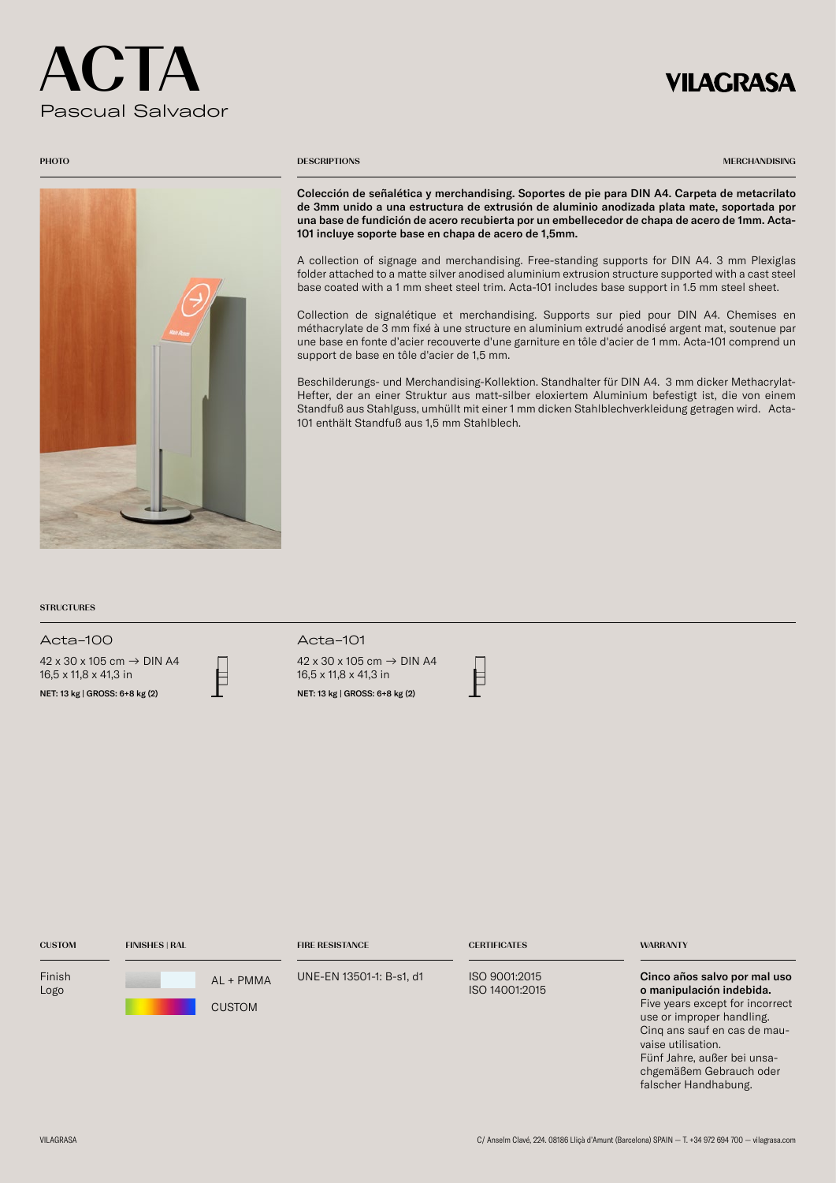# ACTA

Pascual Salvador

VILAGRASA

PHOTO

DESCRIPTIONS

MERCHANDISING

**Colección de señalética y merchandising. Soportes de pie para DIN A4. Carpeta de metacrilato de 3mm unido a una estructura de extrusión de aluminio anodizada plata mate, soportada por una base de fundición de acero recubierta por un embellecedor de chapa de acero de 1mm. Acta-101 incluye soporte base en chapa de acero de 1,5mm.**

A collection of signage and merchandising. Free-standing supports for DIN A4. 3 mm Plexiglas folder attached to a matte silver anodised aluminium extrusion structure supported with a cast steel base coated with a 1 mm sheet steel trim. Acta-101 includes base support in 1.5 mm steel sheet.

Collection de signalétique et merchandising. Supports sur pied pour DIN A4. Chemises en méthacrylate de 3 mm fixé à une structure en aluminium extrudé anodisé argent mat, soutenue par une base en fonte d'acier recouverte d'une garniture en tôle d'acier de 1 mm. Acta-101 comprend un support de base en tôle d'acier de 1,5 mm.

Beschilderungs- und Merchandising-Kollektion. Standhalter für DIN A4. 3 mm dicker Methacrylat-Hefter, der an einer Struktur aus matt-silber eloxiertem Aluminium befestigt ist, die von einem Standfuß aus Stahlguss, umhüllt mit einer 1 mm dicken Stahlblechverkleidung getragen wird. Acta-101 enthält Standfuß aus 1,5 mm Stahlblech.

STRUCTURES

**Acta–100**

42 x 30 x 105 cm → DIN A4
16,5 x 11,8 x 41,3 in

**NET: 13 kg | GROSS: 6+8 kg (2)**

**Acta–101**

42 x 30 x 105 cm → DIN A4
16,5 x 11,8 x 41,3 in

**NET: 13 kg | GROSS: 6+8 kg (2)**

| CUSTOM | FINISHES \| RAL | FIRE RESISTANCE | CERTIFICATES | WARRANTY |
|---|---|---|---|---|
| Finish<br>Logo | AL + PMMA<br>CUSTOM | UNE-EN 13501-1: B-s1, d1 | ISO 9001:2015<br>ISO 14001:2015 | **Cinco años salvo por mal uso o manipulación indebida.**<br>Five years except for incorrect use or improper handling.<br>Cinq ans sauf en cas de mauvaise utilisation.<br>Fünf Jahre, außer bei unsachgemäßem Gebrauch oder falscher Handhabung. |

VILAGRASA

C/ Anselm Clavé, 224. 08186 Lliçà d'Amunt (Barcelona) SPAIN — T. +34 972 694 700 — vilagrasa.com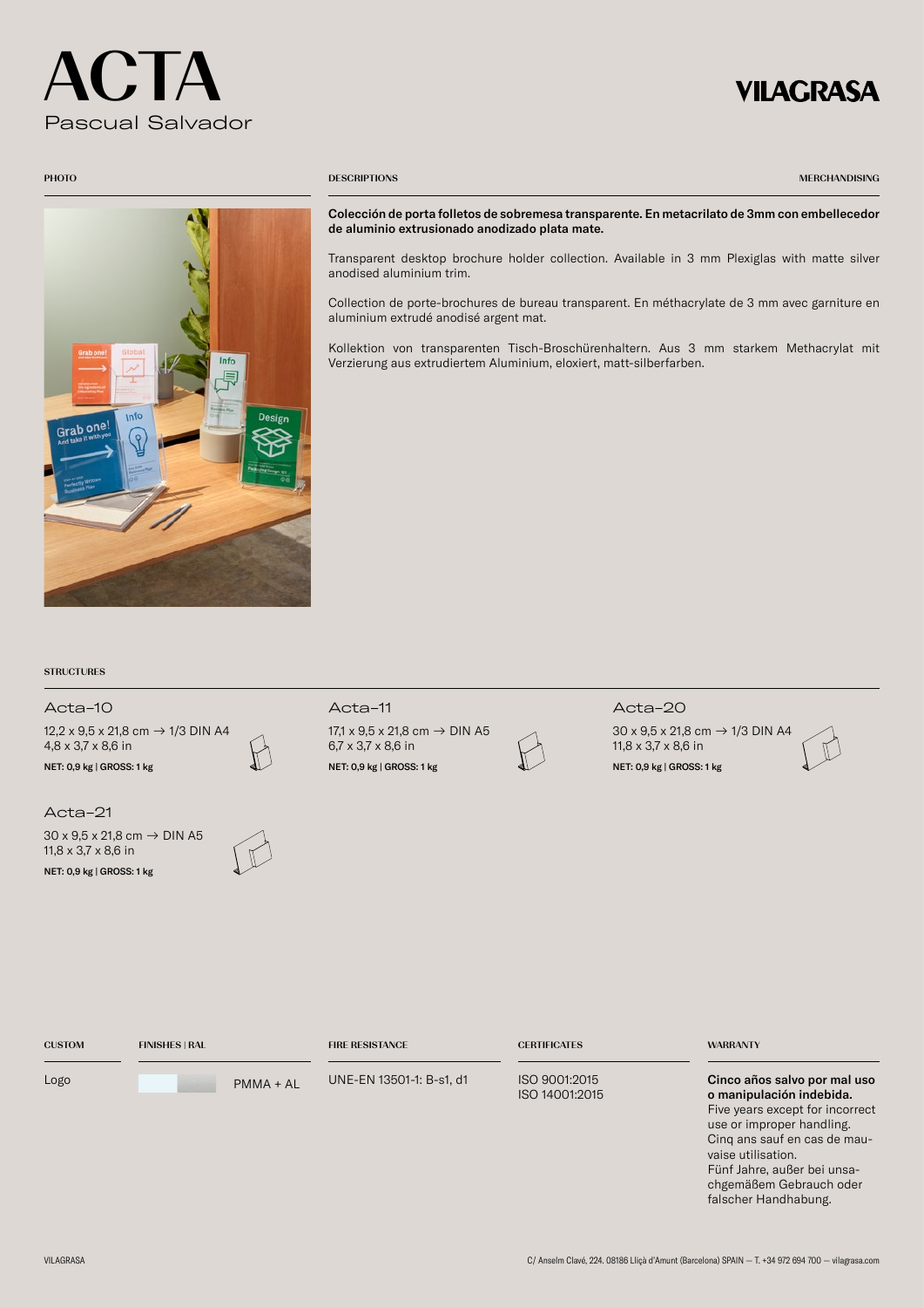# ACTA

Pascual Salvador

VILAGRASA

PHOTO

DESCRIPTIONS

MERCHANDISING

**Colección de porta folletos de sobremesa transparente. En metacrilato de 3mm con embellecedor de aluminio extrusionado anodizado plata mate.**

Transparent desktop brochure holder collection. Available in 3 mm Plexiglas with matte silver anodised aluminium trim.

Collection de porte-brochures de bureau transparent. En méthacrylate de 3 mm avec garniture en aluminium extrudé anodisé argent mat.

Kollektion von transparenten Tisch-Broschürenhaltern. Aus 3 mm starkem Methacrylat mit Verzierung aus extrudiertem Aluminium, eloxiert, matt-silberfarben.

## STRUCTURES

### Acta–10

12,2 x 9,5 x 21,8 cm → 1/3 DIN A4
4,8 x 3,7 x 8,6 in

**NET: 0,9 kg | GROSS: 1 kg**

### Acta–11

17,1 x 9,5 x 21,8 cm → DIN A5
6,7 x 3,7 x 8,6 in

**NET: 0,9 kg | GROSS: 1 kg**

### Acta–20

30 x 9,5 x 21,8 cm → 1/3 DIN A4
11,8 x 3,7 x 8,6 in

**NET: 0,9 kg | GROSS: 1 kg**

### Acta–21

30 x 9,5 x 21,8 cm → DIN A5
11,8 x 3,7 x 8,6 in

**NET: 0,9 kg | GROSS: 1 kg**

| CUSTOM | FINISHES \| RAL | FIRE RESISTANCE | CERTIFICATES | WARRANTY |
|---|---|---|---|---|
| Logo | PMMA + AL | UNE-EN 13501-1: B-s1, d1 | ISO 9001:2015<br>ISO 14001:2015 | **Cinco años salvo por mal uso o manipulación indebida.**<br>Five years except for incorrect use or improper handling.<br>Cinq ans sauf en cas de mauvaise utilisation.<br>Fünf Jahre, außer bei unsachgemäßem Gebrauch oder falscher Handhabung. |

VILAGRASA

C/ Anselm Clavé, 224. 08186 Lliçà d'Amunt (Barcelona) SPAIN — T. +34 972 694 700 — vilagrasa.com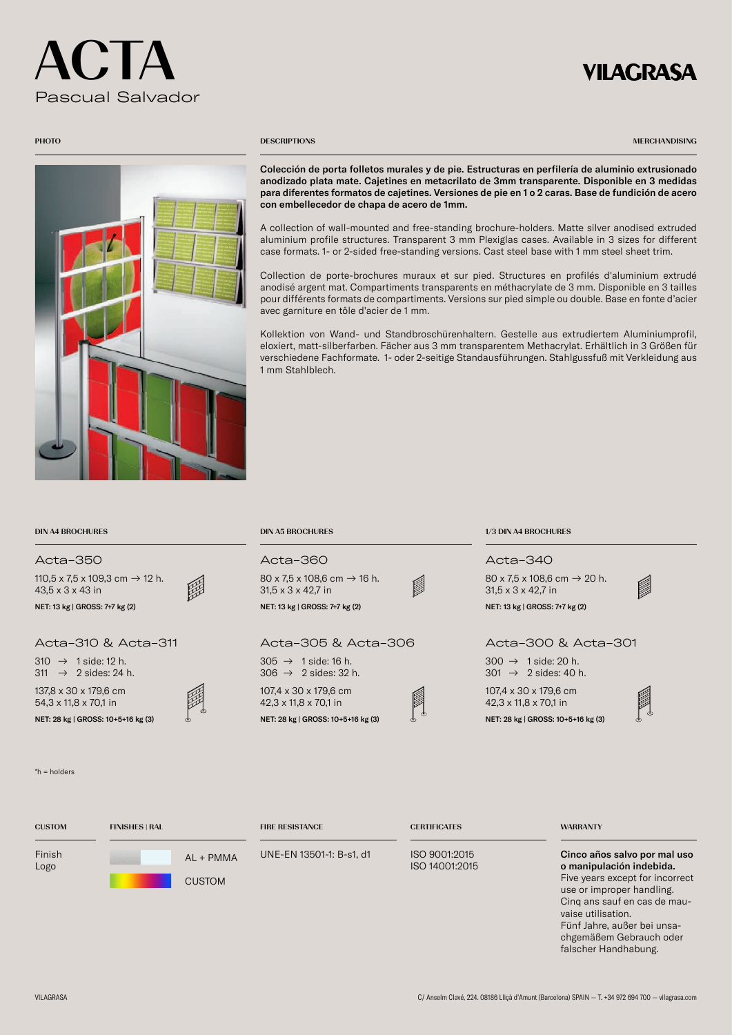# ACTA

Pascual Salvador

VILAGRASA

PHOTO

DESCRIPTIONS

MERCHANDISING

**Colección de porta folletos murales y de pie. Estructuras en perfilería de aluminio extrusionado anodizado plata mate. Cajetines en metacrilato de 3mm transparente. Disponible en 3 medidas para diferentes formatos de cajetines. Versiones de pie en 1 o 2 caras. Base de fundición de acero con embellecedor de chapa de acero de 1mm.**

A collection of wall-mounted and free-standing brochure-holders. Matte silver anodised extruded aluminium profile structures. Transparent 3 mm Plexiglas cases. Available in 3 sizes for different case formats. 1- or 2-sided free-standing versions. Cast steel base with 1 mm steel sheet trim.

Collection de porte-brochures muraux et sur pied. Structures en profilés d'aluminium extrudé anodisé argent mat. Compartiments transparents en méthacrylate de 3 mm. Disponible en 3 tailles pour différents formats de compartiments. Versions sur pied simple ou double. Base en fonte d'acier avec garniture en tôle d'acier de 1 mm.

Kollektion von Wand- und Standbroschürenhaltern. Gestelle aus extrudiertem Aluminiumprofil, eloxiert, matt-silberfarben. Fächer aus 3 mm transparentem Methacrylat. Erhältlich in 3 Größen für verschiedene Fachformate. 1- oder 2-seitige Standausführungen. Stahlgussfuß mit Verkleidung aus 1 mm Stahlblech.

## DIN A4 BROCHURES

### Acta–350

110,5 x 7,5 x 109,3 cm → 12 h.
43,5 x 3 x 43 in

NET: 13 kg | GROSS: 7+7 kg (2)

### Acta–310 & Acta–311

310 → 1 side: 12 h.
311 → 2 sides: 24 h.

137,8 x 30 x 179,6 cm
54,3 x 11,8 x 70,1 in

NET: 28 kg | GROSS: 10+5+16 kg (3)

## DIN A5 BROCHURES

### Acta–360

80 x 7,5 x 108,6 cm → 16 h.
31,5 x 3 x 42,7 in

NET: 13 kg | GROSS: 7+7 kg (2)

### Acta–305 & Acta–306

305 → 1 side: 16 h.
306 → 2 sides: 32 h.

107,4 x 30 x 179,6 cm
42,3 x 11,8 x 70,1 in

NET: 28 kg | GROSS: 10+5+16 kg (3)

## 1/3 DIN A4 BROCHURES

### Acta–340

80 x 7,5 x 108,6 cm → 20 h.
31,5 x 3 x 42,7 in

NET: 13 kg | GROSS: 7+7 kg (2)

### Acta–300 & Acta–301

300 → 1 side: 20 h.
301 → 2 sides: 40 h.

107,4 x 30 x 179,6 cm
42,3 x 11,8 x 70,1 in

NET: 28 kg | GROSS: 10+5+16 kg (3)

*h = holders

**CUSTOM**

Finish
Logo

**FINISHES | RAL**

AL + PMMA

CUSTOM

**FIRE RESISTANCE**

UNE-EN 13501-1: B-s1, d1

**CERTIFICATES**

ISO 9001:2015
ISO 14001:2015

**WARRANTY**

**Cinco años salvo por mal uso o manipulación indebida.**
Five years except for incorrect use or improper handling.
Cinq ans sauf en cas de mauvaise utilisation.
Fünf Jahre, außer bei unsachgemäßem Gebrauch oder falscher Handhabung.

VILAGRASA

C/ Anselm Clavé, 224. 08186 Lliçà d'Amunt (Barcelona) SPAIN — T. +34 972 694 700 — vilagrasa.com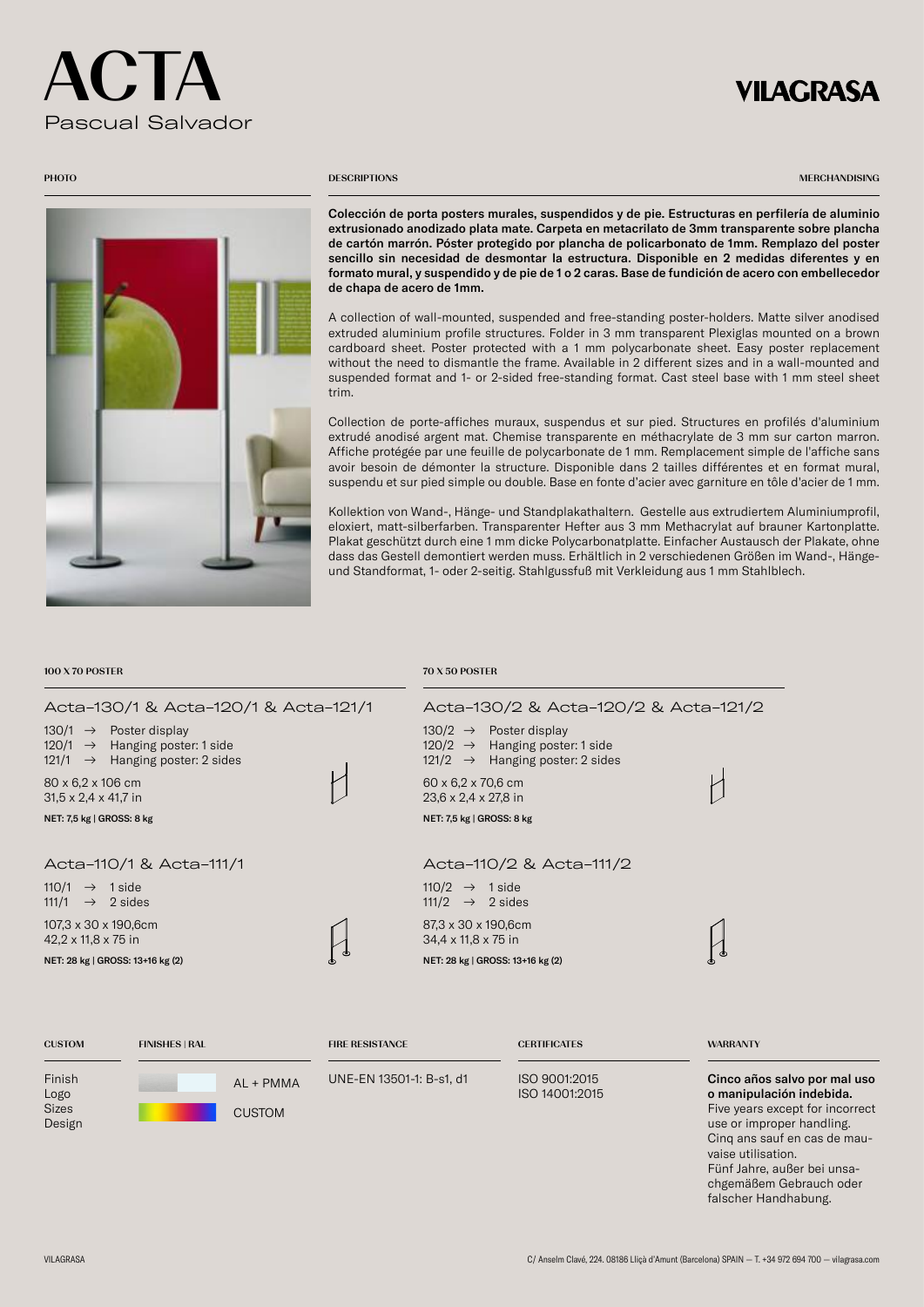# ACTA

Pascual Salvador

VILAGRASA

PHOTO

DESCRIPTIONS

MERCHANDISING

**Colección de porta posters murales, suspendidos y de pie. Estructuras en perfilería de aluminio extrusionado anodizado plata mate. Carpeta en metacrilato de 3mm transparente sobre plancha de cartón marrón. Póster protegido por plancha de policarbonato de 1mm. Remplazo del poster sencillo sin necesidad de desmontar la estructura. Disponible en 2 medidas diferentes y en formato mural, y suspendido y de pie de 1 o 2 caras. Base de fundición de acero con embellecedor de chapa de acero de 1mm.**

A collection of wall-mounted, suspended and free-standing poster-holders. Matte silver anodised extruded aluminium profile structures. Folder in 3 mm transparent Plexiglas mounted on a brown cardboard sheet. Poster protected with a 1 mm polycarbonate sheet. Easy poster replacement without the need to dismantle the frame. Available in 2 different sizes and in a wall-mounted and suspended format and 1- or 2-sided free-standing format. Cast steel base with 1 mm steel sheet trim.

Collection de porte-affiches muraux, suspendus et sur pied. Structures en profilés d'aluminium extrudé anodisé argent mat. Chemise transparente en méthacrylate de 3 mm sur carton marron. Affiche protégée par une feuille de polycarbonate de 1 mm. Remplacement simple de l'affiche sans avoir besoin de démonter la structure. Disponible dans 2 tailles différentes et en format mural, suspendu et sur pied simple ou double. Base en fonte d'acier avec garniture en tôle d'acier de 1 mm.

Kollektion von Wand-, Hänge- und Standplakathaltern. Gestelle aus extrudiertem Aluminiumprofil, eloxiert, matt-silberfarben. Transparenter Hefter aus 3 mm Methacrylat auf brauner Kartonplatte. Plakat geschützt durch eine 1 mm dicke Polycarbonatplatte. Einfacher Austausch der Plakate, ohne dass das Gestell demontiert werden muss. Erhältlich in 2 verschiedenen Größen im Wand-, Hänge- und Standformat, 1- oder 2-seitig. Stahlgussfuß mit Verkleidung aus 1 mm Stahlblech.

## 100 X 70 POSTER

### Acta–130/1 & Acta–120/1 & Acta–121/1

130/1 → Poster display
120/1 → Hanging poster: 1 side
121/1 → Hanging poster: 2 sides

80 x 6,2 x 106 cm
31,5 x 2,4 x 41,7 in

**NET: 7,5 kg | GROSS: 8 kg**

### Acta–110/1 & Acta–111/1

110/1 → 1 side
111/1 → 2 sides

107,3 x 30 x 190,6cm
42,2 x 11,8 x 75 in

**NET: 28 kg | GROSS: 13+16 kg (2)**

## 70 X 50 POSTER

### Acta–130/2 & Acta–120/2 & Acta–121/2

130/2 → Poster display
120/2 → Hanging poster: 1 side
121/2 → Hanging poster: 2 sides

60 x 6,2 x 70,6 cm
23,6 x 2,4 x 27,8 in

**NET: 7,5 kg | GROSS: 8 kg**

### Acta–110/2 & Acta–111/2

110/2 → 1 side
111/2 → 2 sides

87,3 x 30 x 190,6cm
34,4 x 11,8 x 75 in

**NET: 28 kg | GROSS: 13+16 kg (2)**

**CUSTOM**

Finish
Logo
Sizes
Design

**FINISHES | RAL**

AL + PMMA
CUSTOM

**FIRE RESISTANCE**

UNE-EN 13501-1: B-s1, d1

**CERTIFICATES**

ISO 9001:2015
ISO 14001:2015

**WARRANTY**

**Cinco años salvo por mal uso o manipulación indebida.**
Five years except for incorrect use or improper handling.
Cinq ans sauf en cas de mauvaise utilisation.
Fünf Jahre, außer bei unsachgemäßem Gebrauch oder falscher Handhabung.

VILAGRASA

C/ Anselm Clavé, 224. 08186 Lliçà d'Amunt (Barcelona) SPAIN — T. +34 972 694 700 — vilagrasa.com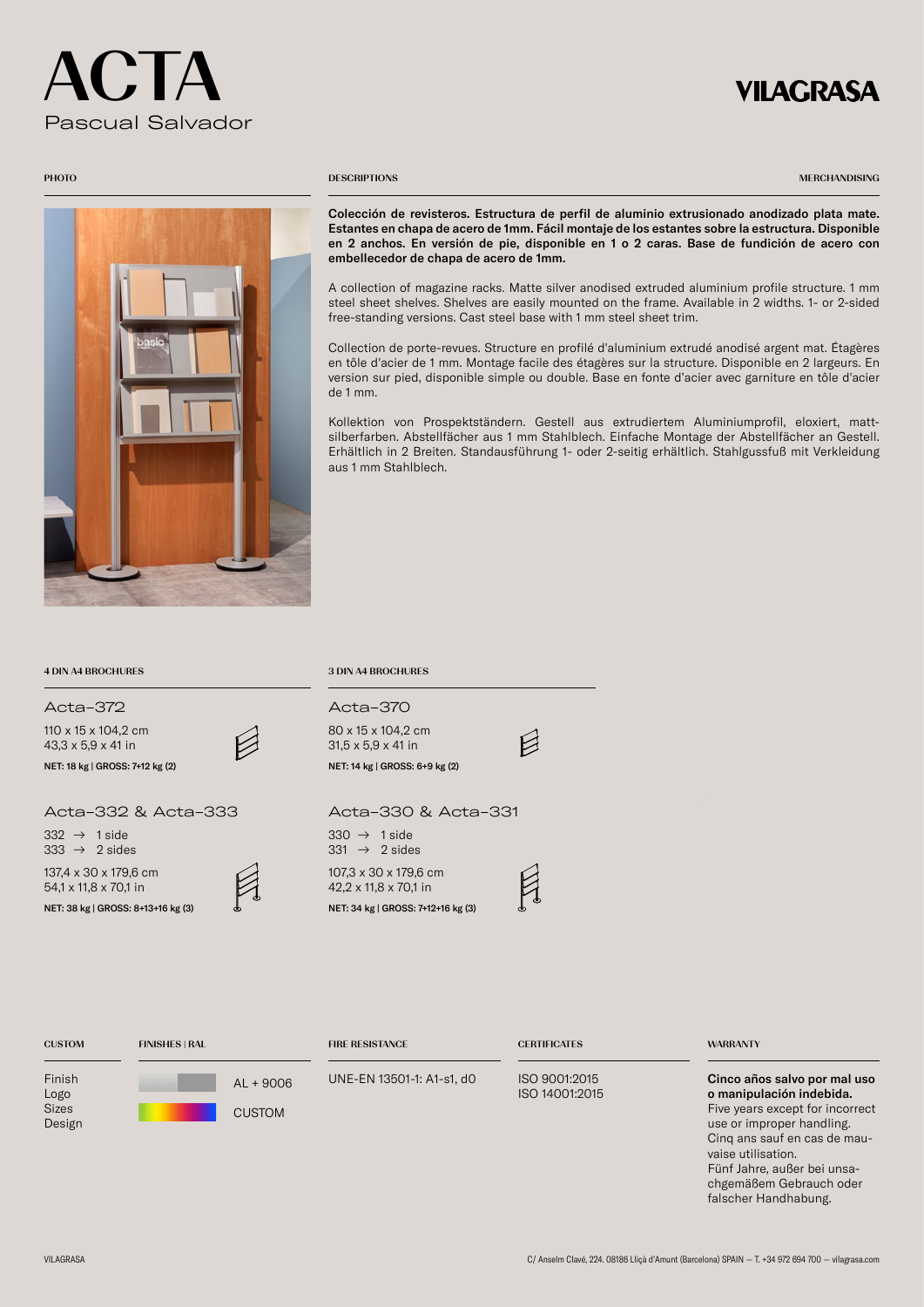# ACTA

Pascual Salvador

VILAGRASA

PHOTO

DESCRIPTIONS

MERCHANDISING

**Colección de revisteros. Estructura de perfil de aluminio extrusionado anodizado plata mate. Estantes en chapa de acero de 1mm. Fácil montaje de los estantes sobre la estructura. Disponible en 2 anchos. En versión de pie, disponible en 1 o 2 caras. Base de fundición de acero con embellecedor de chapa de acero de 1mm.**

A collection of magazine racks. Matte silver anodised extruded aluminium profile structure. 1 mm steel sheet shelves. Shelves are easily mounted on the frame. Available in 2 widths. 1- or 2-sided free-standing versions. Cast steel base with 1 mm steel sheet trim.

Collection de porte-revues. Structure en profilé d'aluminium extrudé anodisé argent mat. Étagères en tôle d'acier de 1 mm. Montage facile des étagères sur la structure. Disponible en 2 largeurs. En version sur pied, disponible simple ou double. Base en fonte d'acier avec garniture en tôle d'acier de 1 mm.

Kollektion von Prospektständern. Gestell aus extrudiertem Aluminiumprofil, eloxiert, matt-silberfarben. Abstellfächer aus 1 mm Stahlblech. Einfache Montage der Abstellfächer an Gestell. Erhältlich in 2 Breiten. Standausführung 1- oder 2-seitig erhältlich. Stahlgussfuß mit Verkleidung aus 1 mm Stahlblech.

## 4 DIN A4 BROCHURES

### Acta–372

110 x 15 x 104,2 cm
43,3 x 5,9 x 41 in

**NET: 18 kg | GROSS: 7+12 kg (2)**

### Acta–332 & Acta–333

332 → 1 side
333 → 2 sides

137,4 x 30 x 179,6 cm
54,1 x 11,8 x 70,1 in

**NET: 38 kg | GROSS: 8+13+16 kg (3)**

## 3 DIN A4 BROCHURES

### Acta–370

80 x 15 x 104,2 cm
31,5 x 5,9 x 41 in

**NET: 14 kg | GROSS: 6+9 kg (2)**

### Acta–330 & Acta–331

330 → 1 side
331 → 2 sides

107,3 x 30 x 179,6 cm
42,2 x 11,8 x 70,1 in

**NET: 34 kg | GROSS: 7+12+16 kg (3)**

**CUSTOM**

Finish
Logo
Sizes
Design

**FINISHES | RAL**

AL + 9006
CUSTOM

**FIRE RESISTANCE**

UNE-EN 13501-1: A1-s1, d0

**CERTIFICATES**

ISO 9001:2015
ISO 14001:2015

**WARRANTY**

**Cinco años salvo por mal uso o manipulación indebida.**
Five years except for incorrect use or improper handling.
Cinq ans sauf en cas de mauvaise utilisation.
Fünf Jahre, außer bei unsachgemäßem Gebrauch oder falscher Handhabung.

VILAGRASA

C/ Anselm Clavé, 224. 08186 Lliçà d'Amunt (Barcelona) SPAIN — T. +34 972 694 700 — vilagrasa.com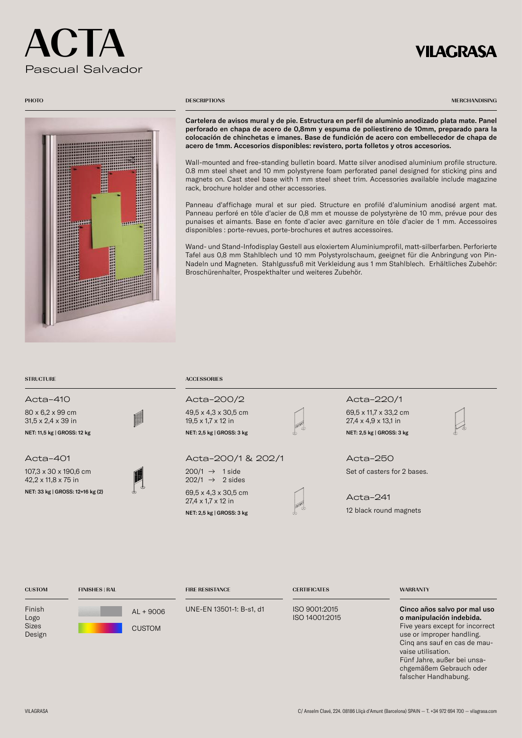# ACTA

Pascual Salvador

VILAGRASA

PHOTO

DESCRIPTIONS

MERCHANDISING

**Cartelera de avisos mural y de pie. Estructura en perfil de aluminio anodizado plata mate. Panel perforado en chapa de acero de 0,8mm y espuma de poliestireno de 10mm, preparado para la colocación de chinchetas e imanes. Base de fundición de acero con embellecedor de chapa de acero de 1mm. Accesorios disponibles: revistero, porta folletos y otros accesorios.**

Wall-mounted and free-standing bulletin board. Matte silver anodised aluminium profile structure. 0.8 mm steel sheet and 10 mm polystyrene foam perforated panel designed for sticking pins and magnets on. Cast steel base with 1 mm steel sheet trim. Accessories available include magazine rack, brochure holder and other accessories.

Panneau d'affichage mural et sur pied. Structure en profilé d'aluminium anodisé argent mat. Panneau perforé en tôle d'acier de 0,8 mm et mousse de polystyrène de 10 mm, prévue pour des punaises et aimants. Base en fonte d'acier avec garniture en tôle d'acier de 1 mm. Accessoires disponibles : porte-revues, porte-brochures et autres accessoires.

Wand- und Stand-Infodisplay Gestell aus eloxiertem Aluminiumprofil, matt-silberfarben. Perforierte Tafel aus 0,8 mm Stahlblech und 10 mm Polystyrolschaum, geeignet für die Anbringung von Pin-Nadeln und Magneten. Stahlgussfuß mit Verkleidung aus 1 mm Stahlblech. Erhältliches Zubehör: Broschürenhalter, Prospekthalter und weiteres Zubehör.

## STRUCTURE

### Acta–410

80 x 6,2 x 99 cm
31,5 x 2,4 x 39 in

**NET: 11,5 kg | GROSS: 12 kg**

### Acta–401

107,3 x 30 x 190,6 cm
42,2 x 11,8 x 75 in

**NET: 33 kg | GROSS: 12+16 kg (2)**

## ACCESSORIES

### Acta–200/2

49,5 x 4,3 x 30,5 cm
19,5 x 1,7 x 12 in

**NET: 2,5 kg | GROSS: 3 kg**

### Acta–200/1 & 202/1

200/1 → 1 side
202/1 → 2 sides

69,5 x 4,3 x 30,5 cm
27,4 x 1,7 x 12 in

**NET: 2,5 kg | GROSS: 3 kg**

### Acta–220/1

69,5 x 11,7 x 33,2 cm
27,4 x 4,9 x 13,1 in

**NET: 2,5 kg | GROSS: 3 kg**

### Acta–250

Set of casters for 2 bases.

### Acta–241

12 black round magnets

## CUSTOM

Finish
Logo
Sizes
Design

## FINISHES | RAL

AL + 9006
CUSTOM

## FIRE RESISTANCE

UNE-EN 13501-1: B-s1, d1

## CERTIFICATES

ISO 9001:2015
ISO 14001:2015

## WARRANTY

**Cinco años salvo por mal uso o manipulación indebida.**
Five years except for incorrect use or improper handling.
Cinq ans sauf en cas de mauvaise utilisation.
Fünf Jahre, außer bei unsachgemäßem Gebrauch oder falscher Handhabung.

VILAGRASA

C/ Anselm Clavé, 224. 08186 Lliçà d'Amunt (Barcelona) SPAIN — T. +34 972 694 700 — vilagrasa.com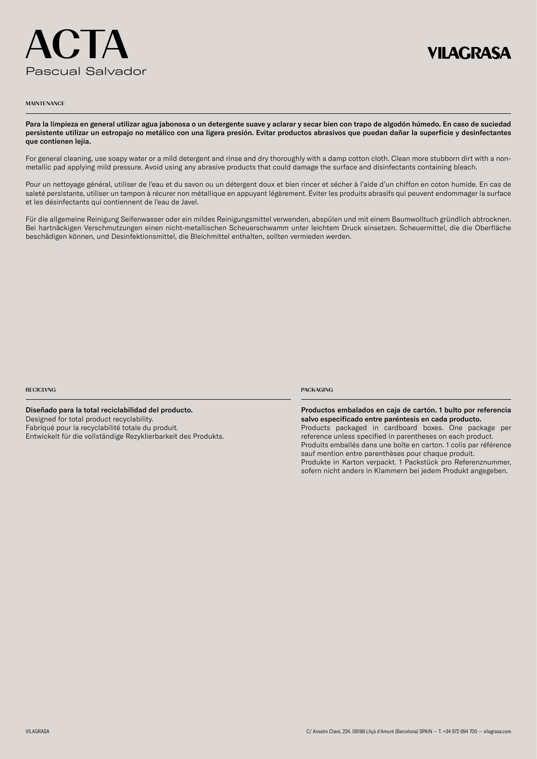# ACTA

Pascual Salvador

VILAGRASA

MAINTENANCE

**Para la limpieza en general utilizar agua jabonosa o un detergente suave y aclarar y secar bien con trapo de algodón húmedo. En caso de suciedad persistente utilizar un estropajo no metálico con una ligera presión. Evitar productos abrasivos que puedan dañar la superficie y desinfectantes que contienen lejía.**

For general cleaning, use soapy water or a mild detergent and rinse and dry thoroughly with a damp cotton cloth. Clean more stubborn dirt with a non-metallic pad applying mild pressure. Avoid using any abrasive products that could damage the surface and disinfectants containing bleach.

Pour un nettoyage général, utiliser de l'eau et du savon ou un détergent doux et bien rincer et sécher à l'aide d'un chiffon en coton humide. En cas de saleté persistante, utiliser un tampon à récurer non métallique en appuyant légèrement. Éviter les produits abrasifs qui peuvent endommager la surface et les désinfectants qui contiennent de l'eau de Javel.

Für die allgemeine Reinigung Seifenwasser oder ein mildes Reinigungsmittel verwenden, abspülen und mit einem Baumwolltuch gründlich abtrocknen. Bei hartnäckigen Verschmutzungen einen nicht-metallischen Scheuerschwamm unter leichtem Druck einsetzen. Scheuermittel, die die Oberfläche beschädigen können, und Desinfektionsmittel, die Bleichmittel enthalten, sollten vermieden werden.

RECICLYNG

**Diseñado para la total reciclabilidad del producto.**
Designed for total product recyclability.
Fabriqué pour la recyclabilité totale du produit.
Entwickelt für die vollständige Rezyklierbarkeit des Produkts.

PACKAGING

**Productos embalados en caja de cartón. 1 bulto por referencia salvo especificado entre paréntesis en cada producto.**
Products packaged in cardboard boxes. One package per reference unless specified in parentheses on each product.
Produits emballés dans une boîte en carton. 1 colis par référence sauf mention entre parenthèses pour chaque produit.
Produkte in Karton verpackt. 1 Packstück pro Referenznummer, sofern nicht anders in Klammern bei jedem Produkt angegeben.

VILAGRASA

C/ Anselm Clavé, 224. 08186 Lliçà d'Amunt (Barcelona) SPAIN — T. +34 972 694 700 — vilagrasa.com